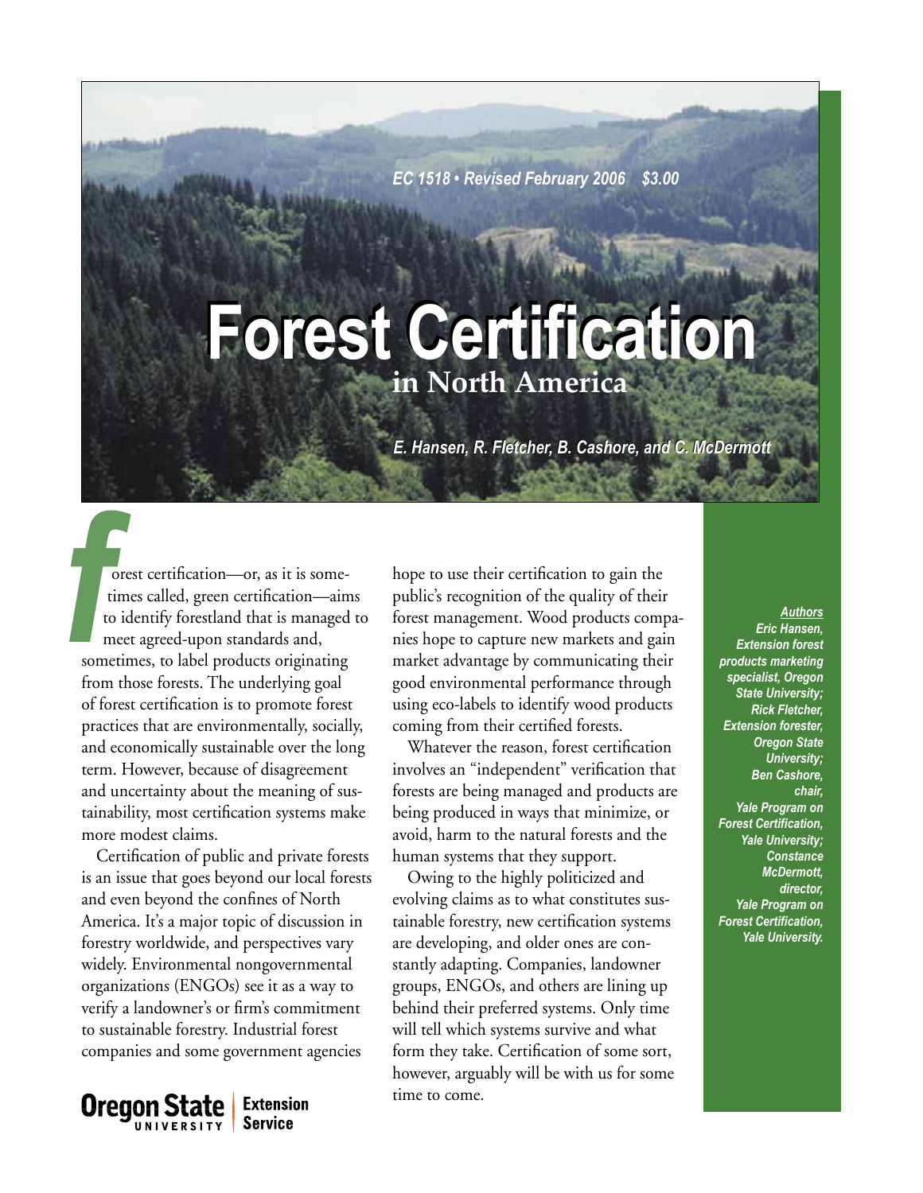EC 1518 • Revised February 2006 $3.00

# Forest Certification in North America

*E. Hansen, R. Fletcher, B. Cashore, and C. McDermott*

Forest certification—or, as it is sometimes called, green certification—aims to identify forestland that is managed to meet agreed-upon standards and, sometimes, to label products originating from those forests. The underlying goal of forest certification is to promote forest practices that are environmentally, socially, and economically sustainable over the long term. However, because of disagreement and uncertainty about the meaning of sustainability, most certification systems make more modest claims.

Certification of public and private forests is an issue that goes beyond our local forests and even beyond the confines of North America. It's a major topic of discussion in forestry worldwide, and perspectives vary widely. Environmental nongovernmental organizations (ENGOs) see it as a way to verify a landowner's or firm's commitment to sustainable forestry. Industrial forest companies and some government agencies hope to use their certification to gain the public's recognition of the quality of their forest management. Wood products companies hope to capture new markets and gain market advantage by communicating their good environmental performance through using eco-labels to identify wood products coming from their certified forests.

Whatever the reason, forest certification involves an "independent" verification that forests are being managed and products are being produced in ways that minimize, or avoid, harm to the natural forests and the human systems that they support.

Owing to the highly politicized and evolving claims as to what constitutes sustainable forestry, new certification systems are developing, and older ones are constantly adapting. Companies, landowner groups, ENGOs, and others are lining up behind their preferred systems. Only time will tell which systems survive and what form they take. Certification of some sort, however, arguably will be with us for some time to come.

**Authors**

***Eric Hansen,** Extension forest products marketing specialist, Oregon State University;*
***Rick Fletcher,** Extension forester, Oregon State University;*
***Ben Cashore,** chair, Yale Program on Forest Certification, Yale University;*
***Constance McDermott,** director, Yale Program on Forest Certification, Yale University.*

Oregon State University Extension Service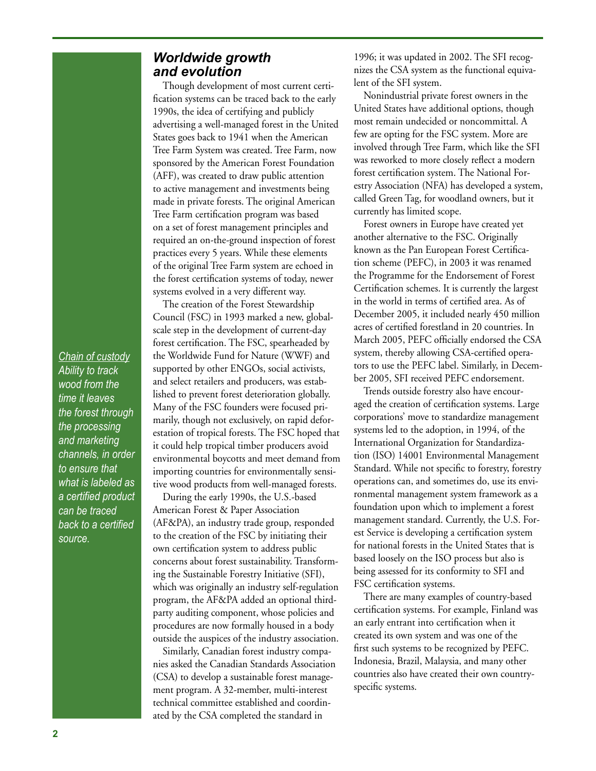## *Worldwide growth and evolution*

Though development of most current certification systems can be traced back to the early 1990s, the idea of certifying and publicly advertising a well-managed forest in the United States goes back to 1941 when the American Tree Farm System was created. Tree Farm, now sponsored by the American Forest Foundation (AFF), was created to draw public attention to active management and investments being made in private forests. The original American Tree Farm certification program was based on a set of forest management principles and required an on-the-ground inspection of forest practices every 5 years. While these elements of the original Tree Farm system are echoed in the forest certification systems of today, newer systems evolved in a very different way.

The creation of the Forest Stewardship Council (FSC) in 1993 marked a new, global-scale step in the development of current-day forest certification. The FSC, spearheaded by the Worldwide Fund for Nature (WWF) and supported by other ENGOs, social activists, and select retailers and producers, was established to prevent forest deterioration globally. Many of the FSC founders were focused primarily, though not exclusively, on rapid deforestation of tropical forests. The FSC hoped that it could help tropical timber producers avoid environmental boycotts and meet demand from importing countries for environmentally sensitive wood products from well-managed forests.

*Chain of custody*
*Ability to track wood from the time it leaves the forest through the processing and marketing channels, in order to ensure that what is labeled as a certified product can be traced back to a certified source.*

During the early 1990s, the U.S.-based American Forest & Paper Association (AF&PA), an industry trade group, responded to the creation of the FSC by initiating their own certification system to address public concerns about forest sustainability. Transforming the Sustainable Forestry Initiative (SFI), which was originally an industry self-regulation program, the AF&PA added an optional third-party auditing component, whose policies and procedures are now formally housed in a body outside the auspices of the industry association.

Similarly, Canadian forest industry companies asked the Canadian Standards Association (CSA) to develop a sustainable forest management program. A 32-member, multi-interest technical committee established and coordinated by the CSA completed the standard in 1996; it was updated in 2002. The SFI recognizes the CSA system as the functional equivalent of the SFI system.

Nonindustrial private forest owners in the United States have additional options, though most remain undecided or noncommittal. A few are opting for the FSC system. More are involved through Tree Farm, which like the SFI was reworked to more closely reflect a modern forest certification system. The National Forestry Association (NFA) has developed a system, called Green Tag, for woodland owners, but it currently has limited scope.

Forest owners in Europe have created yet another alternative to the FSC. Originally known as the Pan European Forest Certification scheme (PEFC), in 2003 it was renamed the Programme for the Endorsement of Forest Certification schemes. It is currently the largest in the world in terms of certified area. As of December 2005, it included nearly 450 million acres of certified forestland in 20 countries. In March 2005, PEFC officially endorsed the CSA system, thereby allowing CSA-certified operators to use the PEFC label. Similarly, in December 2005, SFI received PEFC endorsement.

Trends outside forestry also have encouraged the creation of certification systems. Large corporations' move to standardize management systems led to the adoption, in 1994, of the International Organization for Standardization (ISO) 14001 Environmental Management Standard. While not specific to forestry, forestry operations can, and sometimes do, use its environmental management system framework as a foundation upon which to implement a forest management standard. Currently, the U.S. Forest Service is developing a certification system for national forests in the United States that is based loosely on the ISO process but also is being assessed for its conformity to SFI and FSC certification systems.

There are many examples of country-based certification systems. For example, Finland was an early entrant into certification when it created its own system and was one of the first such systems to be recognized by PEFC. Indonesia, Brazil, Malaysia, and many other countries also have created their own country-specific systems.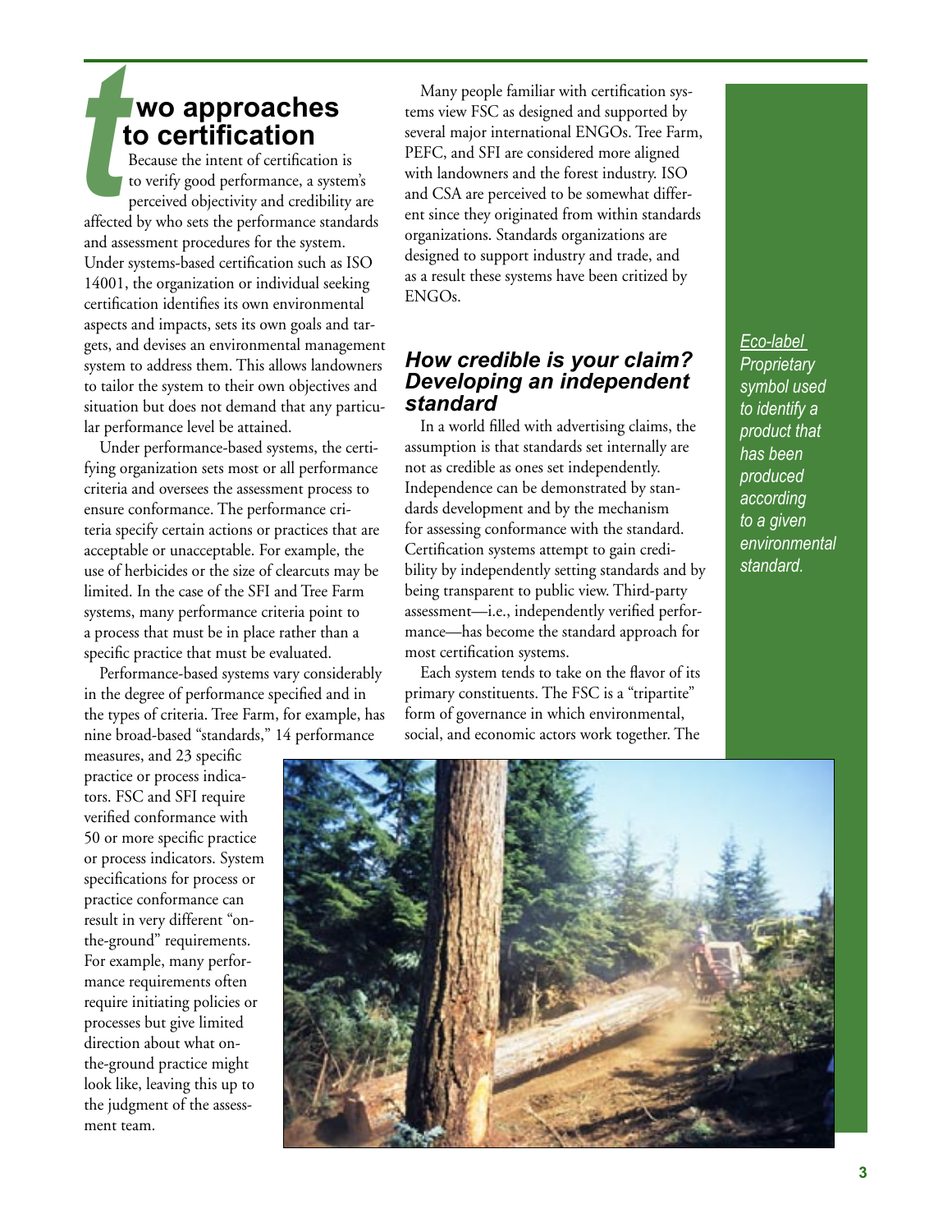## Two approaches to certification

Because the intent of certification is to verify good performance, a system's perceived objectivity and credibility are affected by who sets the performance standards and assessment procedures for the system. Under systems-based certification such as ISO 14001, the organization or individual seeking certification identifies its own environmental aspects and impacts, sets its own goals and targets, and devises an environmental management system to address them. This allows landowners to tailor the system to their own objectives and situation but does not demand that any particular performance level be attained.

Under performance-based systems, the certifying organization sets most or all performance criteria and oversees the assessment process to ensure conformance. The performance criteria specify certain actions or practices that are acceptable or unacceptable. For example, the use of herbicides or the size of clearcuts may be limited. In the case of the SFI and Tree Farm systems, many performance criteria point to a process that must be in place rather than a specific practice that must be evaluated.

Performance-based systems vary considerably in the degree of performance specified and in the types of criteria. Tree Farm, for example, has nine broad-based "standards," 14 performance measures, and 23 specific practice or process indicators. FSC and SFI require verified conformance with 50 or more specific practice or process indicators. System specifications for process or practice conformance can result in very different "on-the-ground" requirements. For example, many performance requirements often require initiating policies or processes but give limited direction about what on-the-ground practice might look like, leaving this up to the judgment of the assessment team.

Many people familiar with certification systems view FSC as designed and supported by several major international ENGOs. Tree Farm, PEFC, and SFI are considered more aligned with landowners and the forest industry. ISO and CSA are perceived to be somewhat different since they originated from within standards organizations. Standards organizations are designed to support industry and trade, and as a result these systems have been critized by ENGOs.

### How credible is your claim? Developing an independent standard

In a world filled with advertising claims, the assumption is that standards set internally are not as credible as ones set independently. Independence can be demonstrated by standards development and by the mechanism for assessing conformance with the standard. Certification systems attempt to gain credibility by independently setting standards and by being transparent to public view. Third-party assessment—i.e., independently verified performance—has become the standard approach for most certification systems.

Each system tends to take on the flavor of its primary constituents. The FSC is a "tripartite" form of governance in which environmental, social, and economic actors work together. The

*Eco-label* — *Proprietary symbol used to identify a product that has been produced according to a given environmental standard.*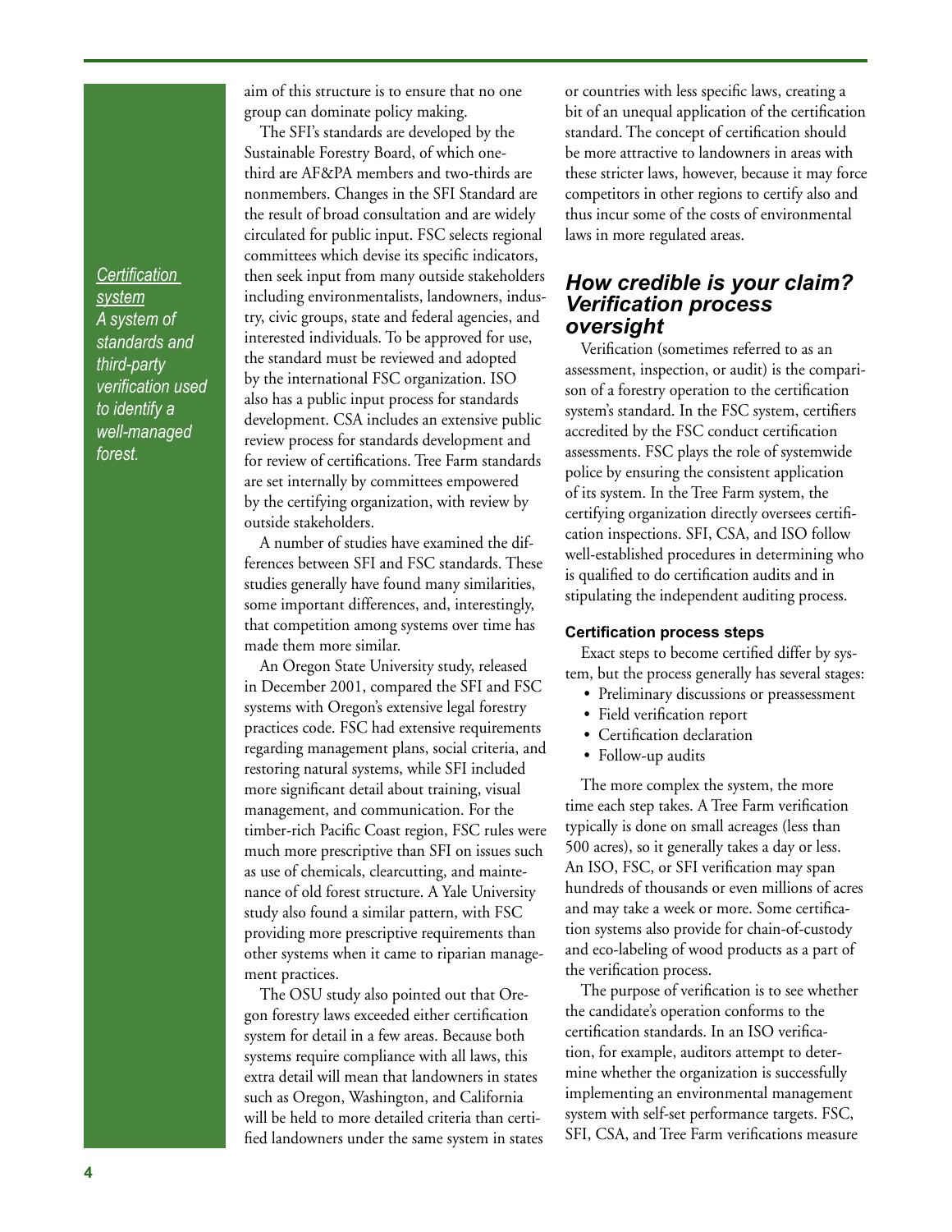*Certification system*
*A system of standards and third-party verification used to identify a well-managed forest.*

aim of this structure is to ensure that no one group can dominate policy making.

The SFI's standards are developed by the Sustainable Forestry Board, of which one-third are AF&PA members and two-thirds are nonmembers. Changes in the SFI Standard are the result of broad consultation and are widely circulated for public input. FSC selects regional committees which devise its specific indicators, then seek input from many outside stakeholders including environmentalists, landowners, industry, civic groups, state and federal agencies, and interested individuals. To be approved for use, the standard must be reviewed and adopted by the international FSC organization. ISO also has a public input process for standards development. CSA includes an extensive public review process for standards development and for review of certifications. Tree Farm standards are set internally by committees empowered by the certifying organization, with review by outside stakeholders.

A number of studies have examined the differences between SFI and FSC standards. These studies generally have found many similarities, some important differences, and, interestingly, that competition among systems over time has made them more similar.

An Oregon State University study, released in December 2001, compared the SFI and FSC systems with Oregon's extensive legal forestry practices code. FSC had extensive requirements regarding management plans, social criteria, and restoring natural systems, while SFI included more significant detail about training, visual management, and communication. For the timber-rich Pacific Coast region, FSC rules were much more prescriptive than SFI on issues such as use of chemicals, clearcutting, and maintenance of old forest structure. A Yale University study also found a similar pattern, with FSC providing more prescriptive requirements than other systems when it came to riparian management practices.

The OSU study also pointed out that Oregon forestry laws exceeded either certification system for detail in a few areas. Because both systems require compliance with all laws, this extra detail will mean that landowners in states such as Oregon, Washington, and California will be held to more detailed criteria than certified landowners under the same system in states or countries with less specific laws, creating a bit of an unequal application of the certification standard. The concept of certification should be more attractive to landowners in areas with these stricter laws, however, because it may force competitors in other regions to certify also and thus incur some of the costs of environmental laws in more regulated areas.

## *How credible is your claim? Verification process oversight*

Verification (sometimes referred to as an assessment, inspection, or audit) is the comparison of a forestry operation to the certification system's standard. In the FSC system, certifiers accredited by the FSC conduct certification assessments. FSC plays the role of systemwide police by ensuring the consistent application of its system. In the Tree Farm system, the certifying organization directly oversees certification inspections. SFI, CSA, and ISO follow well-established procedures in determining who is qualified to do certification audits and in stipulating the independent auditing process.

#### Certification process steps

Exact steps to become certified differ by system, but the process generally has several stages:

- Preliminary discussions or preassessment
- Field verification report
- Certification declaration
- Follow-up audits

The more complex the system, the more time each step takes. A Tree Farm verification typically is done on small acreages (less than 500 acres), so it generally takes a day or less. An ISO, FSC, or SFI verification may span hundreds of thousands or even millions of acres and may take a week or more. Some certification systems also provide for chain-of-custody and eco-labeling of wood products as a part of the verification process.

The purpose of verification is to see whether the candidate's operation conforms to the certification standards. In an ISO verification, for example, auditors attempt to determine whether the organization is successfully implementing an environmental management system with self-set performance targets. FSC, SFI, CSA, and Tree Farm verifications measure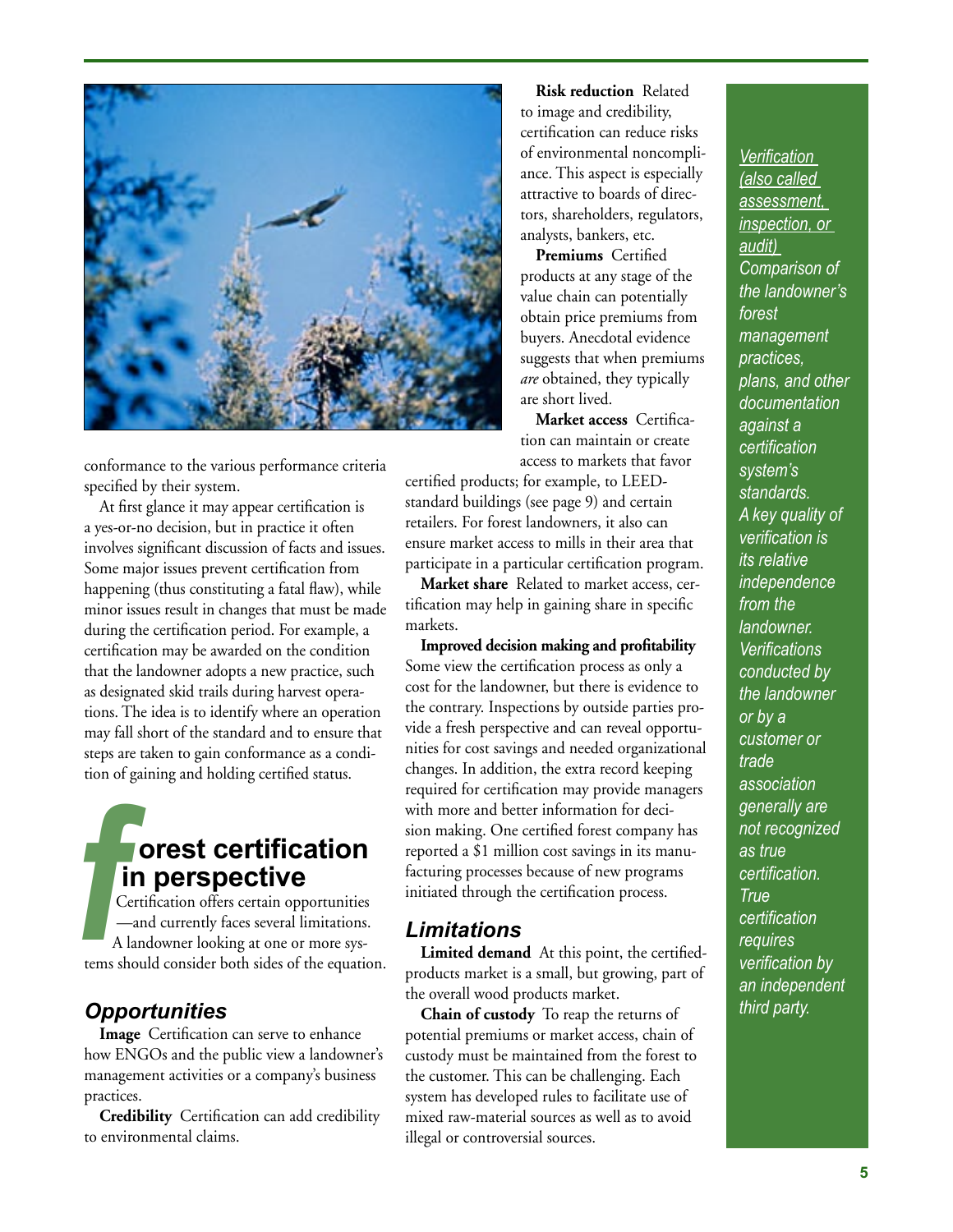conformance to the various performance criteria specified by their system.

At first glance it may appear certification is a yes-or-no decision, but in practice it often involves significant discussion of facts and issues. Some major issues prevent certification from happening (thus constituting a fatal flaw), while minor issues result in changes that must be made during the certification period. For example, a certification may be awarded on the condition that the landowner adopts a new practice, such as designated skid trails during harvest operations. The idea is to identify where an operation may fall short of the standard and to ensure that steps are taken to gain conformance as a condition of gaining and holding certified status.

## Forest certification in perspective

Certification offers certain opportunities—and currently faces several limitations. A landowner looking at one or more systems should consider both sides of the equation.

### *Opportunities*

**Image** Certification can serve to enhance how ENGOs and the public view a landowner's management activities or a company's business practices.

**Credibility** Certification can add credibility to environmental claims.

**Risk reduction** Related to image and credibility, certification can reduce risks of environmental noncompliance. This aspect is especially attractive to boards of directors, shareholders, regulators, analysts, bankers, etc.

**Premiums** Certified products at any stage of the value chain can potentially obtain price premiums from buyers. Anecdotal evidence suggests that when premiums *are* obtained, they typically are short lived.

**Market access** Certification can maintain or create access to markets that favor certified products; for example, to LEED-standard buildings (see page 9) and certain retailers. For forest landowners, it also can ensure market access to mills in their area that participate in a particular certification program.

**Market share** Related to market access, certification may help in gaining share in specific markets.

**Improved decision making and profitability** Some view the certification process as only a cost for the landowner, but there is evidence to the contrary. Inspections by outside parties provide a fresh perspective and can reveal opportunities for cost savings and needed organizational changes. In addition, the extra record keeping required for certification may provide managers with more and better information for decision making. One certified forest company has reported a $1 million cost savings in its manufacturing processes because of new programs initiated through the certification process.

### *Limitations*

**Limited demand** At this point, the certified-products market is a small, but growing, part of the overall wood products market.

**Chain of custody** To reap the returns of potential premiums or market access, chain of custody must be maintained from the forest to the customer. This can be challenging. Each system has developed rules to facilitate use of mixed raw-material sources as well as to avoid illegal or controversial sources.

*Verification (also called assessment, inspection, or audit)* *Comparison of the landowner's forest management practices, plans, and other documentation against a certification system's standards. A key quality of verification is its relative independence from the landowner. Verifications conducted by the landowner or by a customer or trade association generally are not recognized as true certification. True certification requires verification by an independent third party.*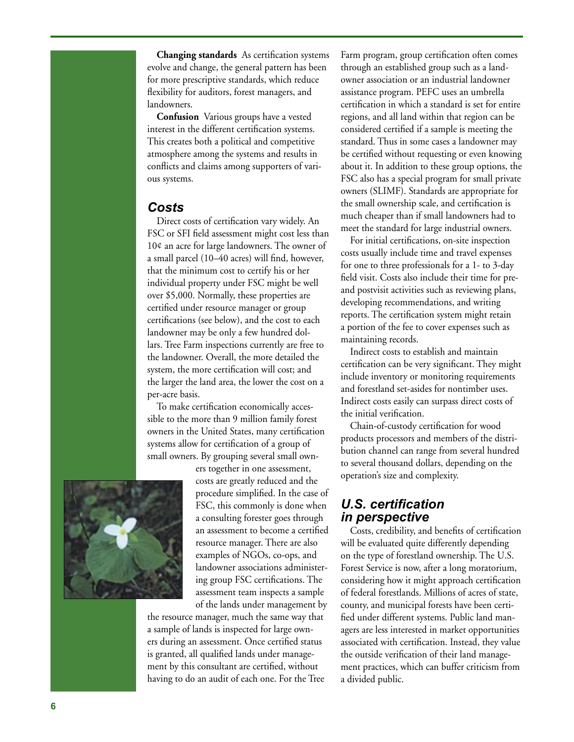**Changing standards** As certification systems evolve and change, the general pattern has been for more prescriptive standards, which reduce flexibility for auditors, forest managers, and landowners.

**Confusion** Various groups have a vested interest in the different certification systems. This creates both a political and competitive atmosphere among the systems and results in conflicts and claims among supporters of various systems.

## *Costs*

Direct costs of certification vary widely. An FSC or SFI field assessment might cost less than 10¢ an acre for large landowners. The owner of a small parcel (10–40 acres) will find, however, that the minimum cost to certify his or her individual property under FSC might be well over $5,000. Normally, these properties are certified under resource manager or group certifications (see below), and the cost to each landowner may be only a few hundred dollars. Tree Farm inspections currently are free to the landowner. Overall, the more detailed the system, the more certification will cost; and the larger the land area, the lower the cost on a per-acre basis.

To make certification economically accessible to the more than 9 million family forest owners in the United States, many certification systems allow for certification of a group of small owners. By grouping several small owners together in one assessment, costs are greatly reduced and the procedure simplified. In the case of FSC, this commonly is done when a consulting forester goes through an assessment to become a certified resource manager. There are also examples of NGOs, co-ops, and landowner associations administering group FSC certifications. The assessment team inspects a sample of the lands under management by the resource manager, much the same way that a sample of lands is inspected for large owners during an assessment. Once certified status is granted, all qualified lands under management by this consultant are certified, without having to do an audit of each one. For the Tree Farm program, group certification often comes through an established group such as a landowner association or an industrial landowner assistance program. PEFC uses an umbrella certification in which a standard is set for entire regions, and all land within that region can be considered certified if a sample is meeting the standard. Thus in some cases a landowner may be certified without requesting or even knowing about it. In addition to these group options, the FSC also has a special program for small private owners (SLIMF). Standards are appropriate for the small ownership scale, and certification is much cheaper than if small landowners had to meet the standard for large industrial owners.

For initial certifications, on-site inspection costs usually include time and travel expenses for one to three professionals for a 1- to 3-day field visit. Costs also include their time for pre- and postvisit activities such as reviewing plans, developing recommendations, and writing reports. The certification system might retain a portion of the fee to cover expenses such as maintaining records.

Indirect costs to establish and maintain certification can be very significant. They might include inventory or monitoring requirements and forestland set-asides for nontimber uses. Indirect costs easily can surpass direct costs of the initial verification.

Chain-of-custody certification for wood products processors and members of the distribution channel can range from several hundred to several thousand dollars, depending on the operation's size and complexity.

## *U.S. certification in perspective*

Costs, credibility, and benefits of certification will be evaluated quite differently depending on the type of forestland ownership. The U.S. Forest Service is now, after a long moratorium, considering how it might approach certification of federal forestlands. Millions of acres of state, county, and municipal forests have been certified under different systems. Public land managers are less interested in market opportunities associated with certification. Instead, they value the outside verification of their land management practices, which can buffer criticism from a divided public.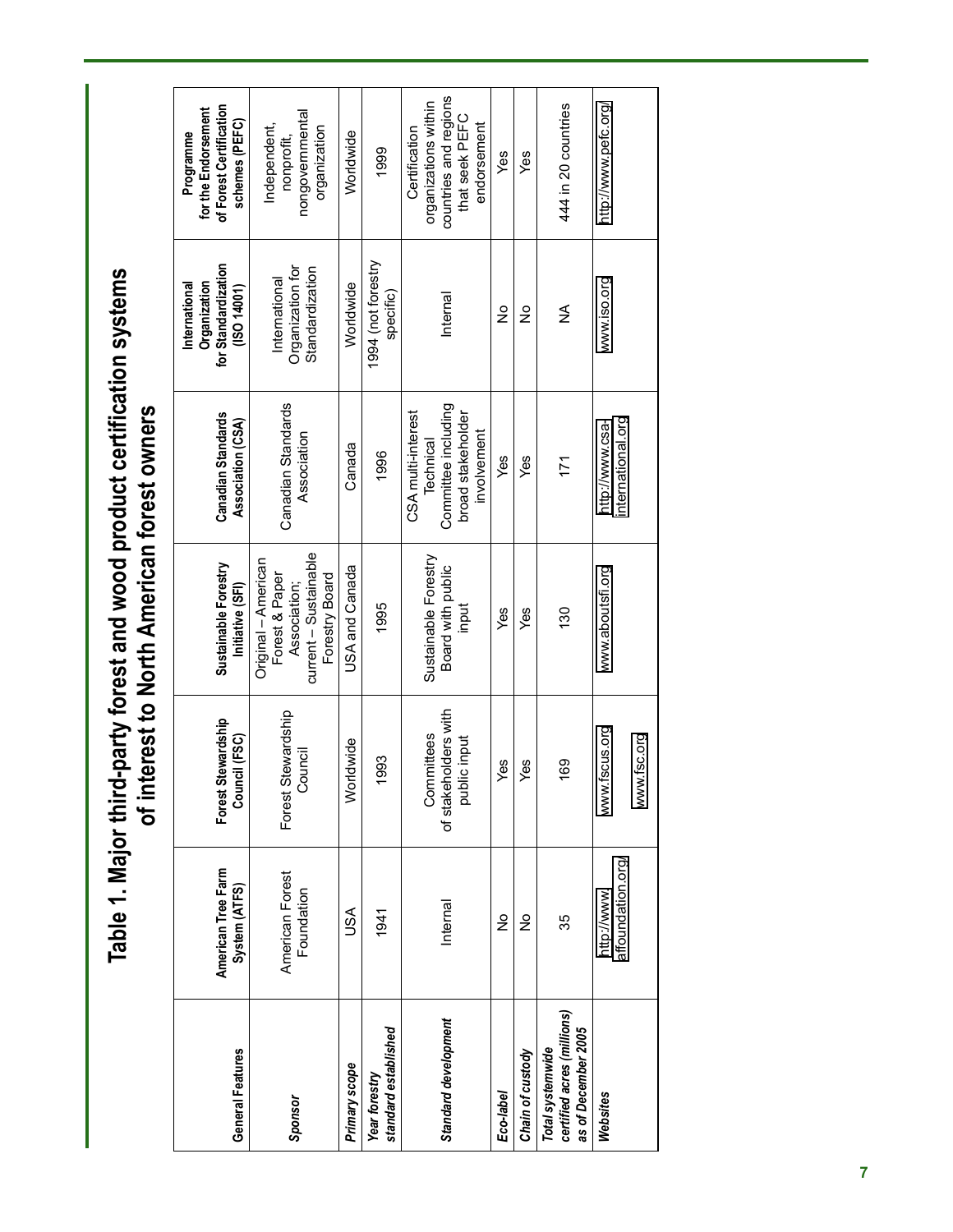# Table 1. Major third-party forest and wood product certification systems of interest to North American forest owners

| General Features | American Tree Farm System (ATFS) | Forest Stewardship Council (FSC) | Sustainable Forestry Initiative (SFI) | Canadian Standards Association (CSA) | International Organization for Standardization (ISO 14001) | Programme for the Endorsement of Forest Certification schemes (PEFC) |
|---|---|---|---|---|---|---|
| ***Sponsor*** | American Forest Foundation | Forest Stewardship Council | Original – American Forest & Paper Association; current – Sustainable Forestry Board | Canadian Standards Association | International Organization for Standardization | Independent, nonprofit, nongovernmental organization |
| ***Primary scope*** | USA | Worldwide | USA and Canada | Canada | Worldwide | Worldwide |
| ***Year forestry standard established*** | 1941 | 1993 | 1995 | 1996 | 1994 (not forestry specific) | 1999 |
| ***Standard development*** | Internal | Committees of stakeholders with public input | Sustainable Forestry Board with public input | CSA multi-interest Technical Committee including broad stakeholder involvement | Internal | Certification organizations within countries and regions that seek PEFC endorsement |
| ***Eco-label*** | No | Yes | Yes | Yes | No | Yes |
| ***Chain of custody*** | No | Yes | Yes | Yes | No | Yes |
| ***Total systemwide certified acres (millions) as of December 2005*** | 35 | 169 | 130 | 171 | NA | 444 in 20 countries |
| ***Websites*** | http://www.affoundation.org/ | www.fscus.org www.fsc.org | www.aboutsfi.org | http://www.csa-international.org | www.iso.org | http://www.pefc.org/ |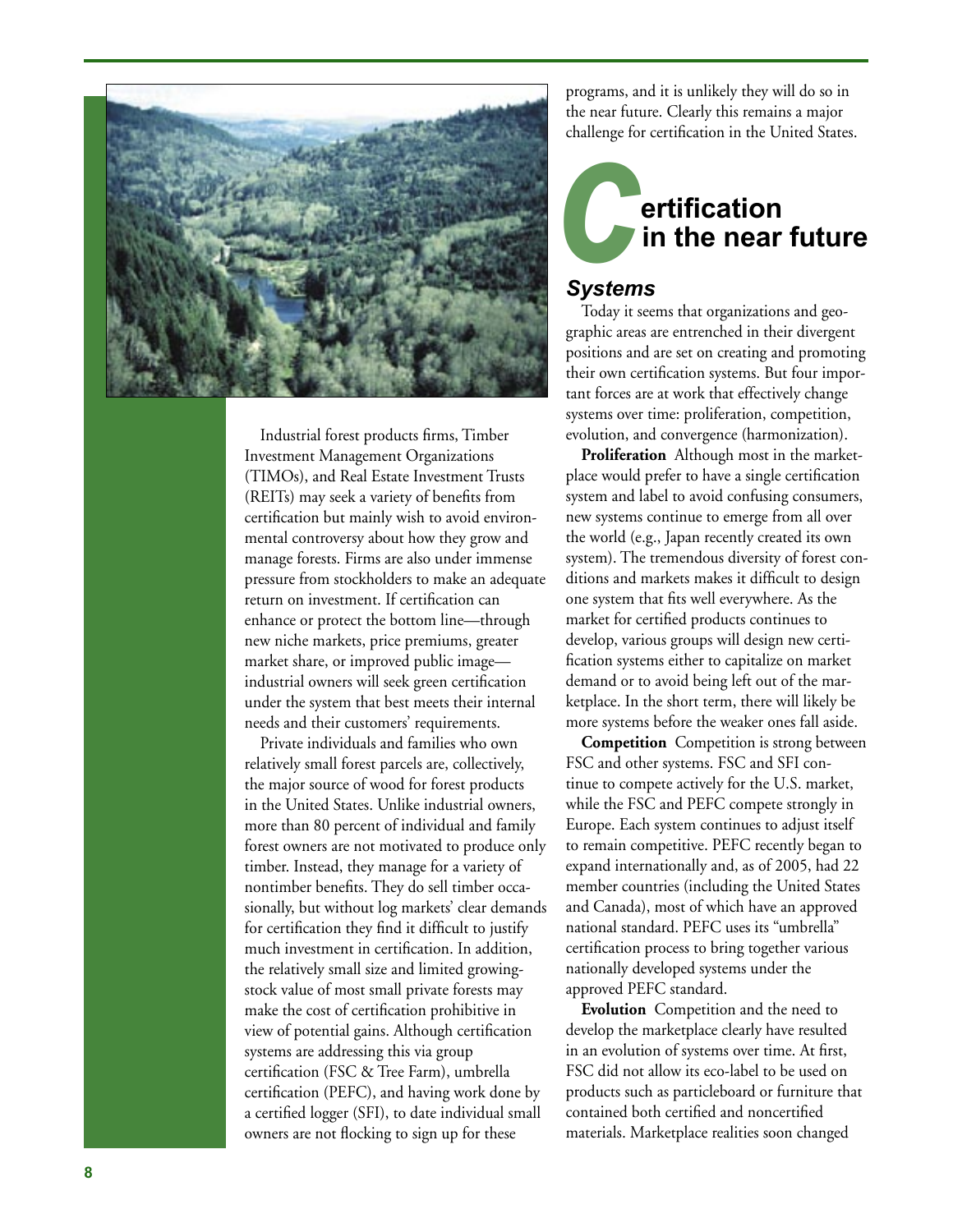Industrial forest products firms, Timber Investment Management Organizations (TIMOs), and Real Estate Investment Trusts (REITs) may seek a variety of benefits from certification but mainly wish to avoid environmental controversy about how they grow and manage forests. Firms are also under immense pressure from stockholders to make an adequate return on investment. If certification can enhance or protect the bottom line—through new niche markets, price premiums, greater market share, or improved public image—industrial owners will seek green certification under the system that best meets their internal needs and their customers' requirements.

Private individuals and families who own relatively small forest parcels are, collectively, the major source of wood for forest products in the United States. Unlike industrial owners, more than 80 percent of individual and family forest owners are not motivated to produce only timber. Instead, they manage for a variety of nontimber benefits. They do sell timber occasionally, but without log markets' clear demands for certification they find it difficult to justify much investment in certification. In addition, the relatively small size and limited growing-stock value of most small private forests may make the cost of certification prohibitive in view of potential gains. Although certification systems are addressing this via group certification (FSC & Tree Farm), umbrella certification (PEFC), and having work done by a certified logger (SFI), to date individual small owners are not flocking to sign up for these programs, and it is unlikely they will do so in the near future. Clearly this remains a major challenge for certification in the United States.

## Certification in the near future

### *Systems*

Today it seems that organizations and geographic areas are entrenched in their divergent positions and are set on creating and promoting their own certification systems. But four important forces are at work that effectively change systems over time: proliferation, competition, evolution, and convergence (harmonization).

**Proliferation** Although most in the marketplace would prefer to have a single certification system and label to avoid confusing consumers, new systems continue to emerge from all over the world (e.g., Japan recently created its own system). The tremendous diversity of forest conditions and markets makes it difficult to design one system that fits well everywhere. As the market for certified products continues to develop, various groups will design new certification systems either to capitalize on market demand or to avoid being left out of the marketplace. In the short term, there will likely be more systems before the weaker ones fall aside.

**Competition** Competition is strong between FSC and other systems. FSC and SFI continue to compete actively for the U.S. market, while the FSC and PEFC compete strongly in Europe. Each system continues to adjust itself to remain competitive. PEFC recently began to expand internationally and, as of 2005, had 22 member countries (including the United States and Canada), most of which have an approved national standard. PEFC uses its "umbrella" certification process to bring together various nationally developed systems under the approved PEFC standard.

**Evolution** Competition and the need to develop the marketplace clearly have resulted in an evolution of systems over time. At first, FSC did not allow its eco-label to be used on products such as particleboard or furniture that contained both certified and noncertified materials. Marketplace realities soon changed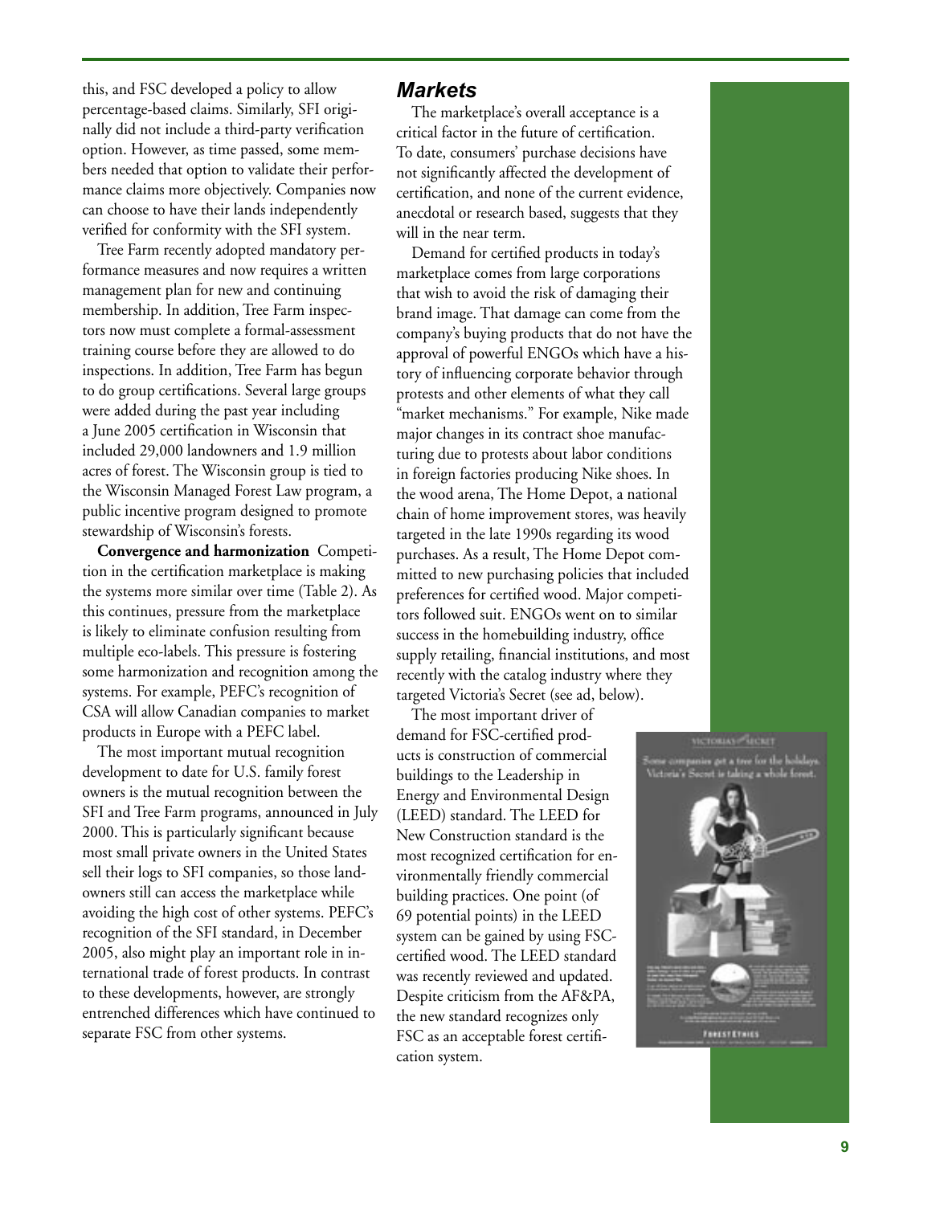this, and FSC developed a policy to allow percentage-based claims. Similarly, SFI originally did not include a third-party verification option. However, as time passed, some members needed that option to validate their performance claims more objectively. Companies now can choose to have their lands independently verified for conformity with the SFI system.

Tree Farm recently adopted mandatory performance measures and now requires a written management plan for new and continuing membership. In addition, Tree Farm inspectors now must complete a formal-assessment training course before they are allowed to do inspections. In addition, Tree Farm has begun to do group certifications. Several large groups were added during the past year including a June 2005 certification in Wisconsin that included 29,000 landowners and 1.9 million acres of forest. The Wisconsin group is tied to the Wisconsin Managed Forest Law program, a public incentive program designed to promote stewardship of Wisconsin's forests.

**Convergence and harmonization** Competition in the certification marketplace is making the systems more similar over time (Table 2). As this continues, pressure from the marketplace is likely to eliminate confusion resulting from multiple eco-labels. This pressure is fostering some harmonization and recognition among the systems. For example, PEFC's recognition of CSA will allow Canadian companies to market products in Europe with a PEFC label.

The most important mutual recognition development to date for U.S. family forest owners is the mutual recognition between the SFI and Tree Farm programs, announced in July 2000. This is particularly significant because most small private owners in the United States sell their logs to SFI companies, so those landowners still can access the marketplace while avoiding the high cost of other systems. PEFC's recognition of the SFI standard, in December 2005, also might play an important role in international trade of forest products. In contrast to these developments, however, are strongly entrenched differences which have continued to separate FSC from other systems.

## *Markets*

The marketplace's overall acceptance is a critical factor in the future of certification. To date, consumers' purchase decisions have not significantly affected the development of certification, and none of the current evidence, anecdotal or research based, suggests that they will in the near term.

Demand for certified products in today's marketplace comes from large corporations that wish to avoid the risk of damaging their brand image. That damage can come from the company's buying products that do not have the approval of powerful ENGOs which have a history of influencing corporate behavior through protests and other elements of what they call "market mechanisms." For example, Nike made major changes in its contract shoe manufacturing due to protests about labor conditions in foreign factories producing Nike shoes. In the wood arena, The Home Depot, a national chain of home improvement stores, was heavily targeted in the late 1990s regarding its wood purchases. As a result, The Home Depot committed to new purchasing policies that included preferences for certified wood. Major competitors followed suit. ENGOs went on to similar success in the homebuilding industry, office supply retailing, financial institutions, and most recently with the catalog industry where they targeted Victoria's Secret (see ad, below).

The most important driver of demand for FSC-certified products is construction of commercial buildings to the Leadership in Energy and Environmental Design (LEED) standard. The LEED for New Construction standard is the most recognized certification for environmentally friendly commercial building practices. One point (of 69 potential points) in the LEED system can be gained by using FSC-certified wood. The LEED standard was recently reviewed and updated. Despite criticism from the AF&PA, the new standard recognizes only FSC as an acceptable forest certification system.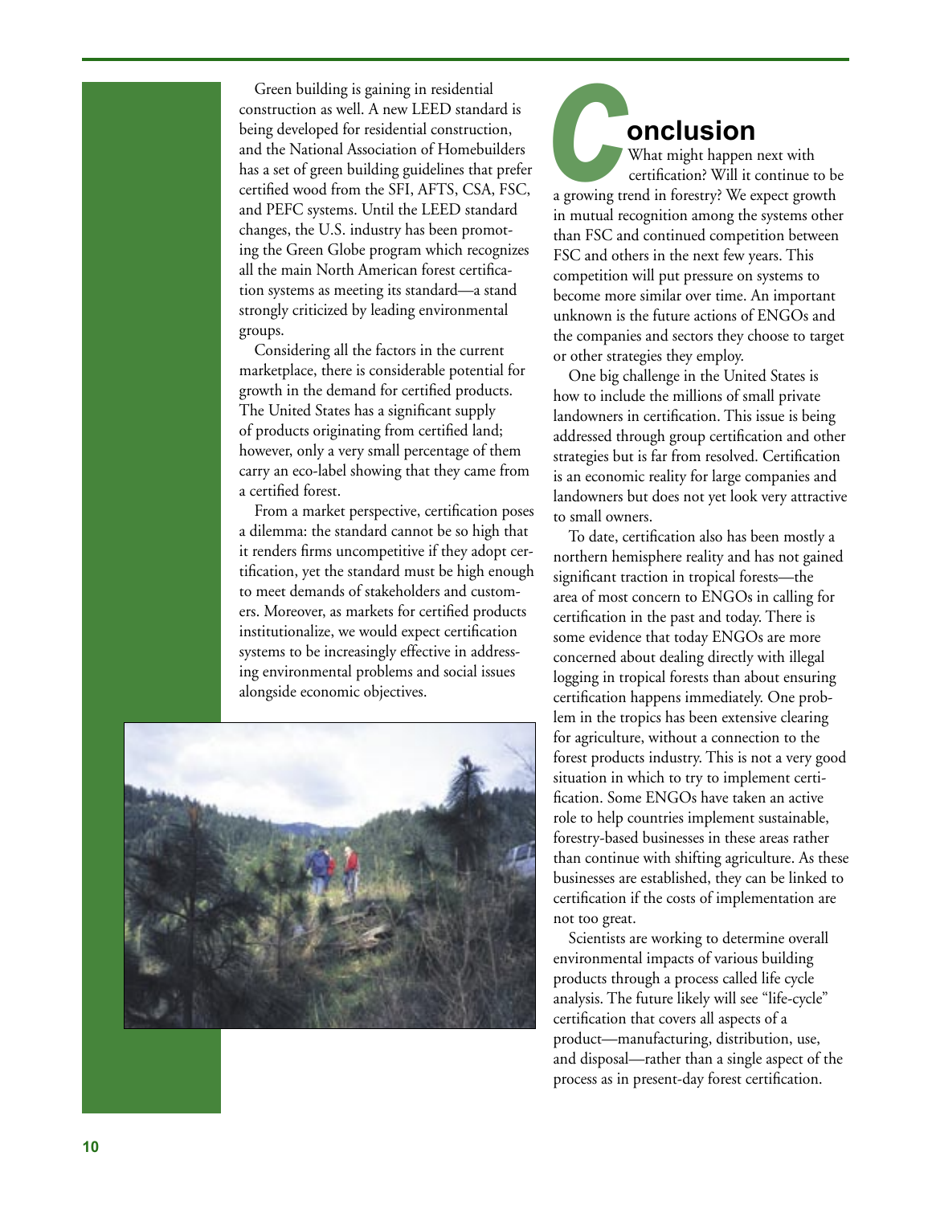Green building is gaining in residential construction as well. A new LEED standard is being developed for residential construction, and the National Association of Homebuilders has a set of green building guidelines that prefer certified wood from the SFI, AFTS, CSA, FSC, and PEFC systems. Until the LEED standard changes, the U.S. industry has been promoting the Green Globe program which recognizes all the main North American forest certification systems as meeting its standard—a stand strongly criticized by leading environmental groups.

Considering all the factors in the current marketplace, there is considerable potential for growth in the demand for certified products. The United States has a significant supply of products originating from certified land; however, only a very small percentage of them carry an eco-label showing that they came from a certified forest.

From a market perspective, certification poses a dilemma: the standard cannot be so high that it renders firms uncompetitive if they adopt certification, yet the standard must be high enough to meet demands of stakeholders and customers. Moreover, as markets for certified products institutionalize, we would expect certification systems to be increasingly effective in addressing environmental problems and social issues alongside economic objectives.

## Conclusion

What might happen next with certification? Will it continue to be a growing trend in forestry? We expect growth in mutual recognition among the systems other than FSC and continued competition between FSC and others in the next few years. This competition will put pressure on systems to become more similar over time. An important unknown is the future actions of ENGOs and the companies and sectors they choose to target or other strategies they employ.

One big challenge in the United States is how to include the millions of small private landowners in certification. This issue is being addressed through group certification and other strategies but is far from resolved. Certification is an economic reality for large companies and landowners but does not yet look very attractive to small owners.

To date, certification also has been mostly a northern hemisphere reality and has not gained significant traction in tropical forests—the area of most concern to ENGOs in calling for certification in the past and today. There is some evidence that today ENGOs are more concerned about dealing directly with illegal logging in tropical forests than about ensuring certification happens immediately. One problem in the tropics has been extensive clearing for agriculture, without a connection to the forest products industry. This is not a very good situation in which to try to implement certification. Some ENGOs have taken an active role to help countries implement sustainable, forestry-based businesses in these areas rather than continue with shifting agriculture. As these businesses are established, they can be linked to certification if the costs of implementation are not too great.

Scientists are working to determine overall environmental impacts of various building products through a process called life cycle analysis. The future likely will see "life-cycle" certification that covers all aspects of a product—manufacturing, distribution, use, and disposal—rather than a single aspect of the process as in present-day forest certification.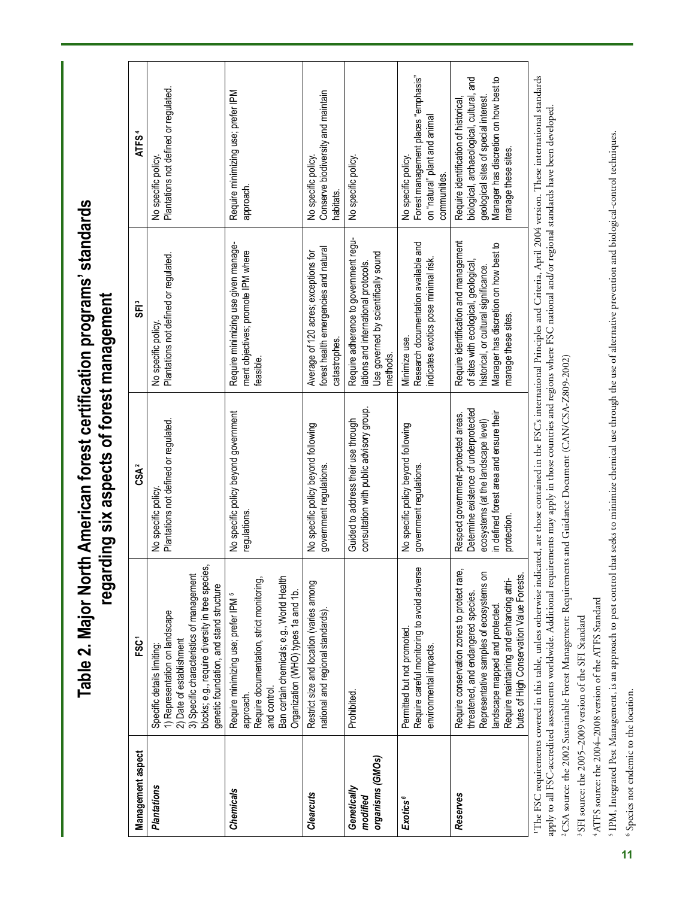# Table 2. Major North American forest certification programs' standards regarding six aspects of forest management

| Management aspect | FSC[1] | CSA[2] | SFI[3] | ATFS[4] |
|---|---|---|---|---|
| ***Plantations*** | Specific details limiting: 1) Representation on landscape 2) Date of establishment 3) Specific characteristics of management blocks; e.g., require diversity in tree species, genetic foundation, and stand structure | No specific policy. Plantations not defined or regulated. | No specific policy. Plantations not defined or regulated. | No specific policy. Plantations not defined or regulated. |
| ***Chemicals*** | Require minimizing use; prefer IPM[5] approach. Require documentation, strict monitoring, and control. Ban certain chemicals; e.g., World Health Organization (WHO) types 1a and 1b. | No specific policy beyond government regulations. | Require minimizing use given management objectives; promote IPM where feasible. | Require minimizing use; prefer IPM approach. |
| ***Clearcuts*** | Restrict size and location (varies among national and regional standards). | No specific policy beyond following government regulations. | Average of 120 acres; exceptions for forest health emergencies and natural catastrophes. | No specific policy. Conserve biodiversity and maintain habitats. |
| ***Genetically modified organisms (GMOs)*** | Prohibited. | Guided to address their use through consultation with public advisory group. | Require adherence to government regulations and international protocols. Use governed by scientifically sound methods. | No specific policy. |
| ***Exotics***[6] | Permitted but not promoted. Require careful monitoring to avoid adverse environmental impacts. | No specific policy beyond following government regulations. | Minimize use. Research documentation available and indicates exotics pose minimal risk. | No specific policy. Forest management places "emphasis" on "natural" plant and animal communities. |
| ***Reserves*** | Require conservation zones to protect rare, threatened, and endangered species. Representative samples of ecosystems on landscape mapped and protected. Require maintaining and enhancing attributes of High Conservation Value Forests. | Respect government-protected areas. Determine existence of underprotected ecosystems (at the landscape level) in defined forest area and ensure their protection. | Require identification and management of sites with ecological, geological, historical, or cultural significance. Manager has discretion on how best to manage these sites. | Require identification of historical, biological, archaeological, cultural, and geological sites of special interest. Manager has discretion on how best to manage these sites. |

[1] The FSC requirements covered in this table, unless otherwise indicated, are those contained in the FSC's international Principles and Criteria, April 2004 version. These international standards apply to all FSC-accredited assessments worldwide. Additional requirements may apply in those countries and regions where FSC national and/or regional standards have been developed.

[2] CSA source: the 2002 Sustainable Forest Management: Requirements and Guidance Document (CAN/CSA-Z809-2002)

[3] SFI source: the 2005–2009 version of the SFI Standard

[4] ATFS source: the 2004–2008 version of the ATFS Standard

[5] IPM, Integrated Pest Management, is an approach to pest control that seeks to minimize chemical use through the use of alternative prevention and biological-control techniques.

[6] Species not endemic to the location.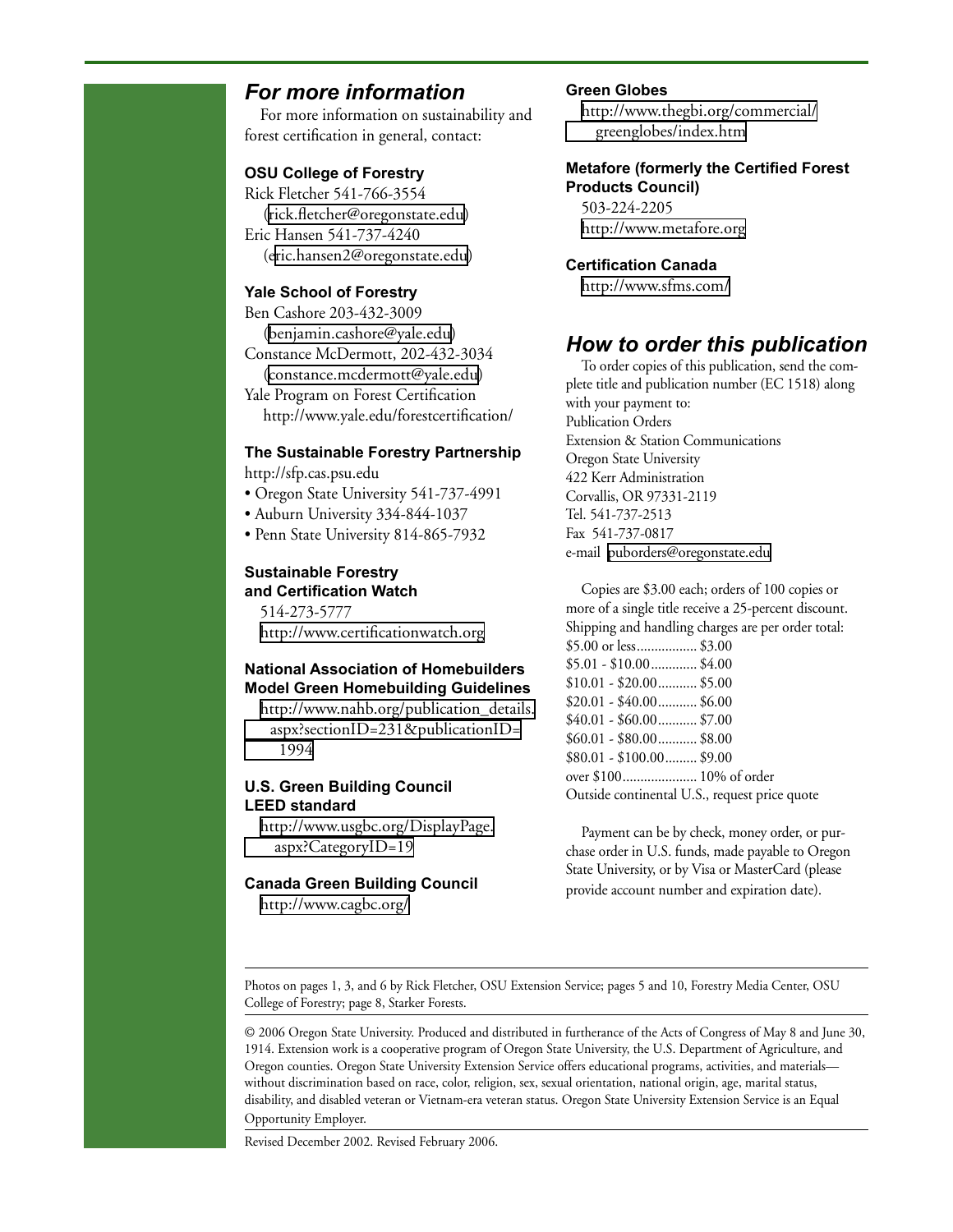## *For more information*

For more information on sustainability and forest certification in general, contact:

**OSU College of Forestry**

Rick Fletcher 541-766-3554
(rick.fletcher@oregonstate.edu)
Eric Hansen 541-737-4240
(eric.hansen2@oregonstate.edu)

**Yale School of Forestry**

Ben Cashore 203-432-3009
(benjamin.cashore@yale.edu)
Constance McDermott, 202-432-3034
(constance.mcdermott@yale.edu)
Yale Program on Forest Certification
http://www.yale.edu/forestcertification/

**The Sustainable Forestry Partnership**

http://sfp.cas.psu.edu

- Oregon State University 541-737-4991
- Auburn University 334-844-1037
- Penn State University 814-865-7932

**Sustainable Forestry and Certification Watch**

514-273-5777
http://www.certificationwatch.org

**National Association of Homebuilders Model Green Homebuilding Guidelines**

http://www.nahb.org/publication_details.aspx?sectionID=231&publicationID=1994

**U.S. Green Building Council LEED standard**

http://www.usgbc.org/DisplayPage.aspx?CategoryID=19

**Canada Green Building Council**

http://www.cagbc.org/

**Green Globes**

http://www.thegbi.org/commercial/greenglobes/index.htm

**Metafore (formerly the Certified Forest Products Council)**

503-224-2205
http://www.metafore.org

**Certification Canada**

http://www.sfms.com/

## *How to order this publication*

To order copies of this publication, send the complete title and publication number (EC 1518) along with your payment to:
Publication Orders
Extension & Station Communications
Oregon State University
422 Kerr Administration
Corvallis, OR 97331-2119
Tel. 541-737-2513
Fax 541-737-0817
e-mail puborders@oregonstate.edu

Copies are $3.00 each; orders of 100 copies or more of a single title receive a 25-percent discount. Shipping and handling charges are per order total:

$5.00 or less................. $3.00
$5.01 - $10.00............. $4.00
$10.01 - $20.00........... $5.00
$20.01 - $40.00........... $6.00
$40.01 - $60.00........... $7.00
$60.01 - $80.00........... $8.00
$80.01 - $100.00......... $9.00
over $100..................... 10% of order
Outside continental U.S., request price quote

Payment can be by check, money order, or purchase order in U.S. funds, made payable to Oregon State University, or by Visa or MasterCard (please provide account number and expiration date).

---

Photos on pages 1, 3, and 6 by Rick Fletcher, OSU Extension Service; pages 5 and 10, Forestry Media Center, OSU College of Forestry; page 8, Starker Forests.

© 2006 Oregon State University. Produced and distributed in furtherance of the Acts of Congress of May 8 and June 30, 1914. Extension work is a cooperative program of Oregon State University, the U.S. Department of Agriculture, and Oregon counties. Oregon State University Extension Service offers educational programs, activities, and materials—without discrimination based on race, color, religion, sex, sexual orientation, national origin, age, marital status, disability, and disabled veteran or Vietnam-era veteran status. Oregon State University Extension Service is an Equal Opportunity Employer.

Revised December 2002. Revised February 2006.